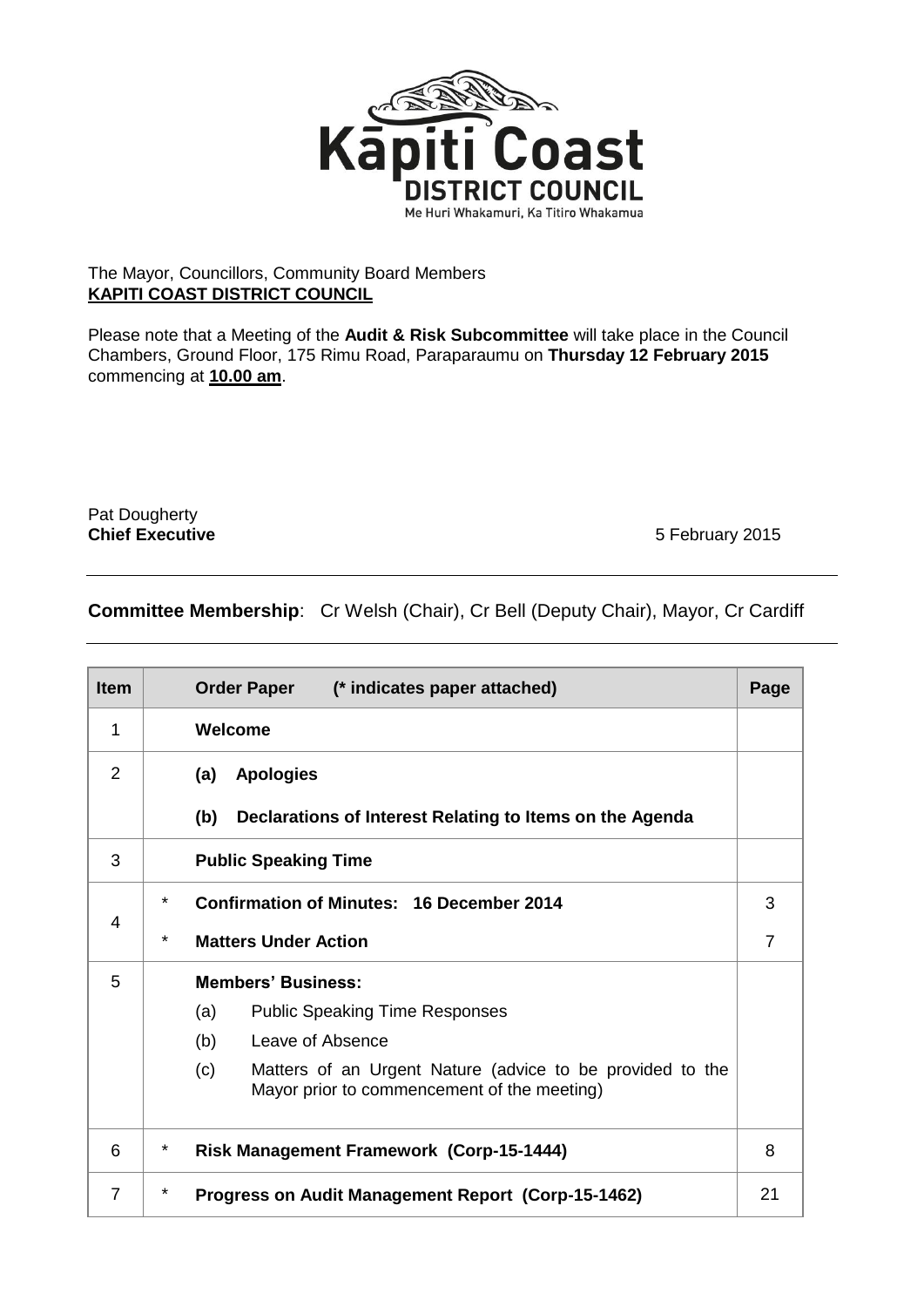Kāpiti Coast
DISTRICT COUNCIL
Me Huri Whakamuri, Ka Titiro Whakamua

The Mayor, Councillors, Community Board Members
**KAPITI COAST DISTRICT COUNCIL**

Please note that a Meeting of the **Audit & Risk Subcommittee** will take place in the Council Chambers, Ground Floor, 175 Rimu Road, Paraparaumu on **Thursday 12 February 2015** commencing at **10.00 am**.

Pat Dougherty
**Chief Executive**

5 February 2015

---

**Committee Membership**: Cr Welsh (Chair), Cr Bell (Deputy Chair), Mayor, Cr Cardiff

---

| Item | | Order Paper (* indicates paper attached) | Page |
|---|---|---|---|
| 1 | | **Welcome** | |
| 2 | | **(a) Apologies**<br>**(b) Declarations of Interest Relating to Items on the Agenda** | |
| 3 | | **Public Speaking Time** | |
| 4 | *<br>* | **Confirmation of Minutes: 16 December 2014**<br>**Matters Under Action** | 3<br>7 |
| 5 | | **Members' Business:**<br>(a) Public Speaking Time Responses<br>(b) Leave of Absence<br>(c) Matters of an Urgent Nature (advice to be provided to the Mayor prior to commencement of the meeting) | |
| 6 | * | **Risk Management Framework (Corp-15-1444)** | 8 |
| 7 | * | **Progress on Audit Management Report (Corp-15-1462)** | 21 |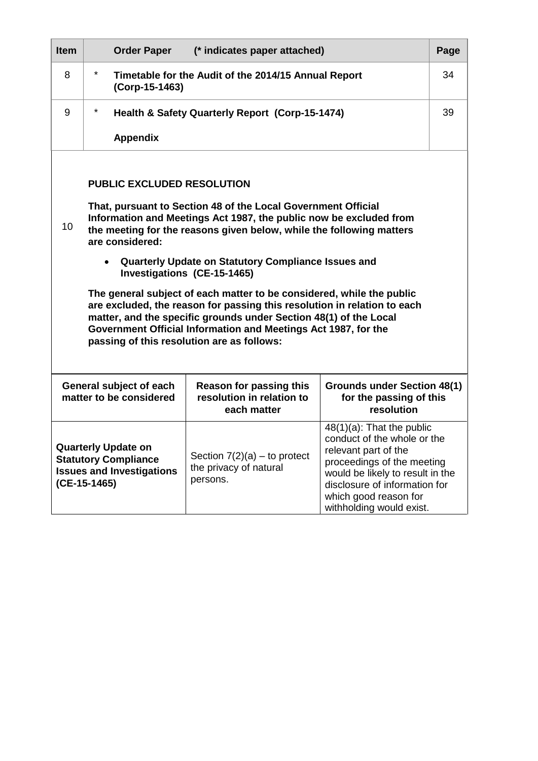| Item | | Order Paper (* indicates paper attached) | Page |
|---|---|---|---|
| 8 | * | **Timetable for the Audit of the 2014/15 Annual Report (Corp-15-1463)** | 34 |
| 9 | * | **Health & Safety Quarterly Report (Corp-15-1474)**<br><br>**Appendix** | 39 |

10

**PUBLIC EXCLUDED RESOLUTION**

**That, pursuant to Section 48 of the Local Government Official Information and Meetings Act 1987, the public now be excluded from the meeting for the reasons given below, while the following matters are considered:**

- **Quarterly Update on Statutory Compliance Issues and Investigations (CE-15-1465)**

**The general subject of each matter to be considered, while the public are excluded, the reason for passing this resolution in relation to each matter, and the specific grounds under Section 48(1) of the Local Government Official Information and Meetings Act 1987, for the passing of this resolution are as follows:**

| General subject of each matter to be considered | Reason for passing this resolution in relation to each matter | Grounds under Section 48(1) for the passing of this resolution |
|---|---|---|
| **Quarterly Update on Statutory Compliance Issues and Investigations (CE-15-1465)** | Section 7(2)(a) – to protect the privacy of natural persons. | 48(1)(a): That the public conduct of the whole or the relevant part of the proceedings of the meeting would be likely to result in the disclosure of information for which good reason for withholding would exist. |